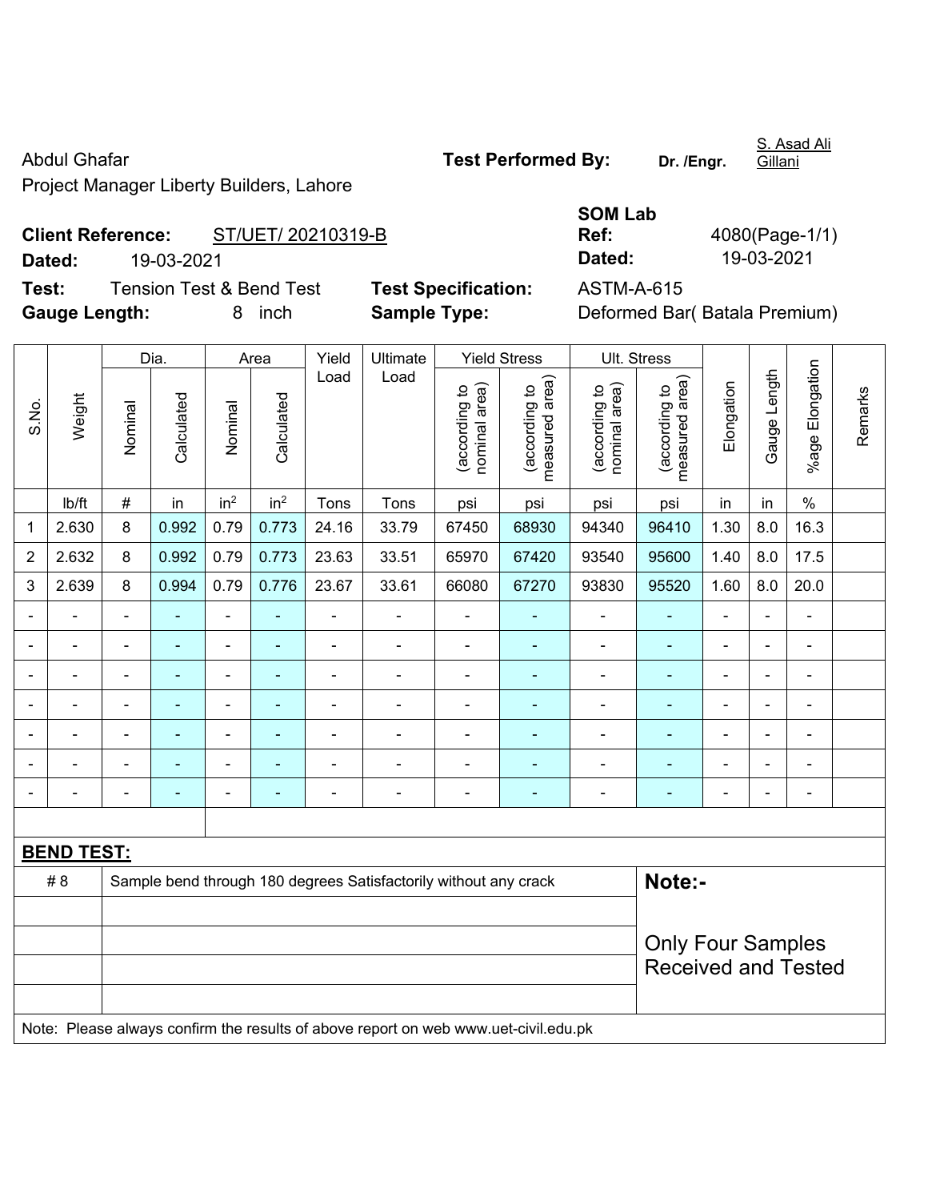Abdul Ghafar

Project Manager Liberty Builders, Lahore

**Test Performed By:** **Dr. /Engr.** S. Asad Ali Gillani

**Client Reference:** ST/UET/ 20210319-B

**Dated:** 19-03-2021

**SOM Lab Ref:** 4080(Page-1/1)

**Dated:** 19-03-2021

**Test:** Tension Test & Bend Test

**Test Specification:** ASTM-A-615

**Gauge Length:** 8 inch

**Sample Type:** Deformed Bar( Batala Premium)

| S.No. | Weight | Dia. | | Area | | Yield Load | Ultimate Load | Yield Stress | | Ult. Stress | | Elongation | Gauge Length | %age Elongation | Remarks |
|---|---|---|---|---|---|---|---|---|---|---|---|---|---|---|---|
| | | Nominal | Calculated | Nominal | Calculated | | | (according to nominal area) | (according to measured area) | (according to nominal area) | (according to measured area) | | | | |
| | lb/ft | # | in | $in^2$ | $in^2$ | Tons | Tons | psi | psi | psi | psi | in | in | % | |
| 1 | 2.630 | 8 | 0.992 | 0.79 | 0.773 | 24.16 | 33.79 | 67450 | 68930 | 94340 | 96410 | 1.30 | 8.0 | 16.3 | |
| 2 | 2.632 | 8 | 0.992 | 0.79 | 0.773 | 23.63 | 33.51 | 65970 | 67420 | 93540 | 95600 | 1.40 | 8.0 | 17.5 | |
| 3 | 2.639 | 8 | 0.994 | 0.79 | 0.776 | 23.67 | 33.61 | 66080 | 67270 | 93830 | 95520 | 1.60 | 8.0 | 20.0 | |
| - | - | - | - | - | - | - | - | - | - | - | - | - | - | - | |
| - | - | - | - | - | - | - | - | - | - | - | - | - | - | - | |
| - | - | - | - | - | - | - | - | - | - | - | - | - | - | - | |
| - | - | - | - | - | - | - | - | - | - | - | - | - | - | - | |
| - | - | - | - | - | - | - | - | - | - | - | - | - | - | - | |
| - | - | - | - | - | - | - | - | - | - | - | - | - | - | - | |
| - | - | - | - | - | - | - | - | - | - | - | - | - | - | - | |

**BEND TEST:**

| | | |
|---|---|---|
| # 8 | Sample bend through 180 degrees Satisfactorily without any crack | **Note:-** |
| | | Only Four Samples Received and Tested |

Note: Please always confirm the results of above report on web www.uet-civil.edu.pk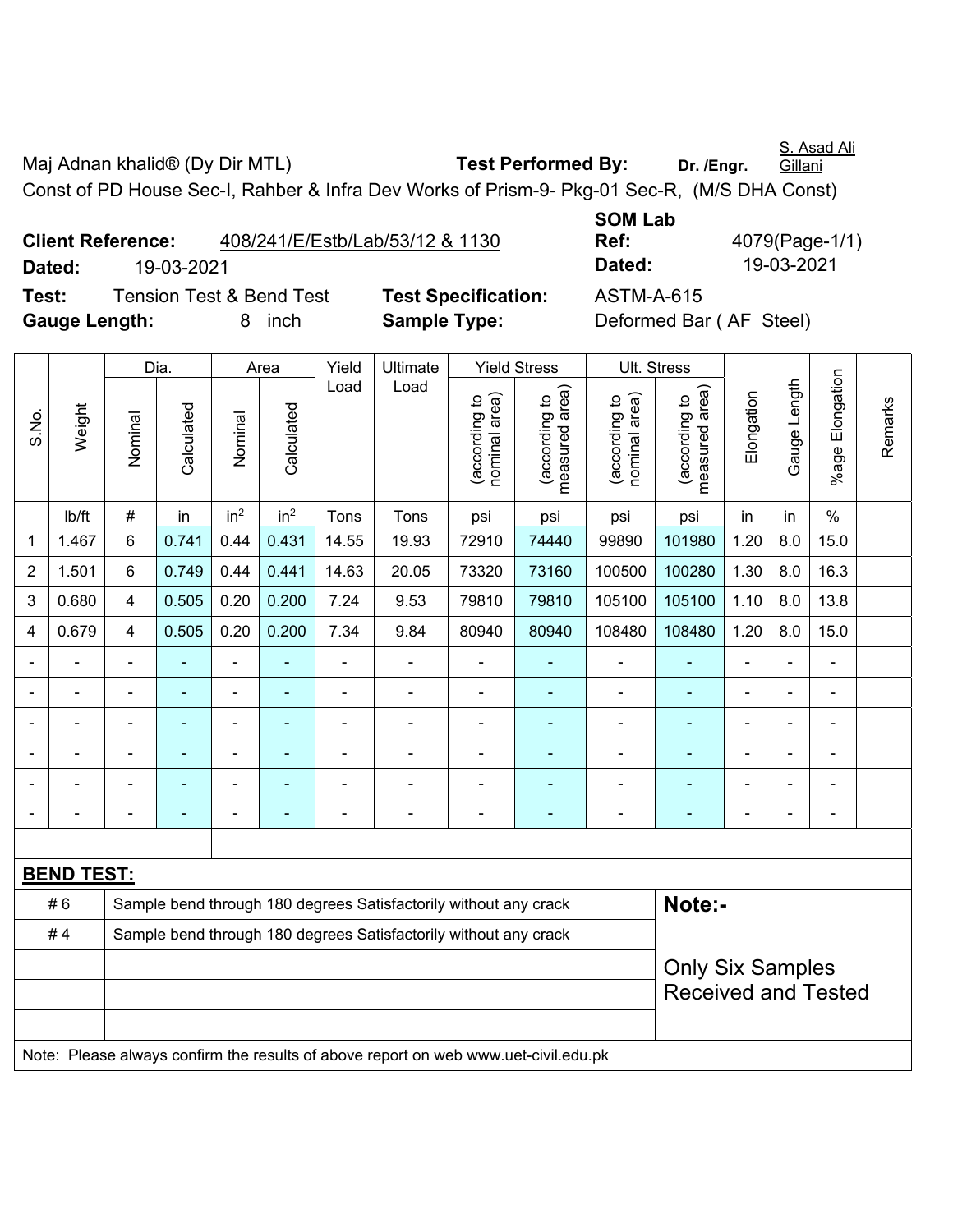Maj Adnan khalid® (Dy Dir MTL) **Test Performed By:** **Dr. /Engr.** S. Asad Ali Gillani

Const of PD House Sec-I, Rahber & Infra Dev Works of Prism-9- Pkg-01 Sec-R, (M/S DHA Const)

**Client Reference:** 408/241/E/Estb/Lab/53/12 & 1130 **SOM Lab Ref:** 4079(Page-1/1)

**Dated:** 19-03-2021 **Dated:** 19-03-2021

**Test:** Tension Test & Bend Test **Test Specification:** ASTM-A-615

**Gauge Length:** 8 inch **Sample Type:** Deformed Bar ( AF Steel)

| S.No. | Weight | Dia. | | Area | | Yield Load | Ultimate Load | Yield Stress | | Ult. Stress | | Elongation | Gauge Length | %age Elongation | Remarks |
|---|---|---|---|---|---|---|---|---|---|---|---|---|---|---|---|
| | | Nominal | Calculated | Nominal | Calculated | | | (according to nominal area) | (according to measured area) | (according to nominal area) | (according to measured area) | | | | |
| | lb/ft | # | in | $in^2$ | $in^2$ | Tons | Tons | psi | psi | psi | psi | in | in | % | |
| 1 | 1.467 | 6 | 0.741 | 0.44 | 0.431 | 14.55 | 19.93 | 72910 | 74440 | 99890 | 101980 | 1.20 | 8.0 | 15.0 | |
| 2 | 1.501 | 6 | 0.749 | 0.44 | 0.441 | 14.63 | 20.05 | 73320 | 73160 | 100500 | 100280 | 1.30 | 8.0 | 16.3 | |
| 3 | 0.680 | 4 | 0.505 | 0.20 | 0.200 | 7.24 | 9.53 | 79810 | 79810 | 105100 | 105100 | 1.10 | 8.0 | 13.8 | |
| 4 | 0.679 | 4 | 0.505 | 0.20 | 0.200 | 7.34 | 9.84 | 80940 | 80940 | 108480 | 108480 | 1.20 | 8.0 | 15.0 | |
| - | - | - | - | - | - | - | - | - | - | - | - | - | - | - | |
| - | - | - | - | - | - | - | - | - | - | - | - | - | - | - | |
| - | - | - | - | - | - | - | - | - | - | - | - | - | - | - | |
| - | - | - | - | - | - | - | - | - | - | - | - | - | - | - | |
| - | - | - | - | - | - | - | - | - | - | - | - | - | - | - | |
| - | - | - | - | - | - | - | - | - | - | - | - | - | - | - | |

**BEND TEST:**

| | | |
|---|---|---|
| # 6 | Sample bend through 180 degrees Satisfactorily without any crack | **Note:-** |
| # 4 | Sample bend through 180 degrees Satisfactorily without any crack | Only Six Samples Received and Tested |

Note: Please always confirm the results of above report on web www.uet-civil.edu.pk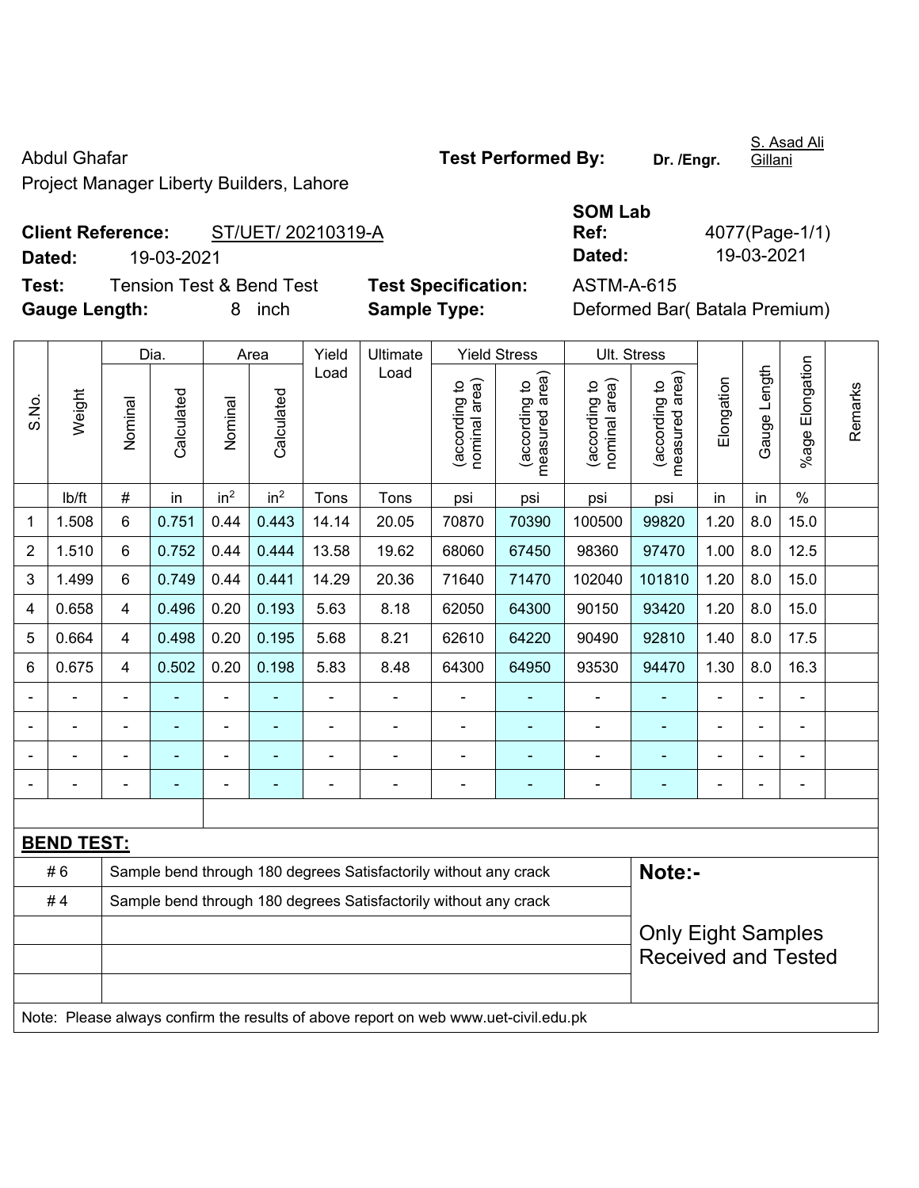Abdul Ghafar

Project Manager Liberty Builders, Lahore

**Test Performed By:** **Dr. /Engr.** S. Asad Ali Gillani

**Client Reference:** ST/UET/ 20210319-A

**Dated:** 19-03-2021

**SOM Lab Ref:** 4077(Page-1/1)

**Dated:** 19-03-2021

**Test:** Tension Test & Bend Test

**Test Specification:** ASTM-A-615

**Gauge Length:** 8 inch

**Sample Type:** Deformed Bar( Batala Premium)

| S.No. | Weight | Dia. | | Area | | Yield Load | Ultimate Load | Yield Stress | | Ult. Stress | | Elongation | Gauge Length | %age Elongation | Remarks |
|---|---|---|---|---|---|---|---|---|---|---|---|---|---|---|---|
| | | Nominal | Calculated | Nominal | Calculated | | | (according to nominal area) | (according to measured area) | (according to nominal area) | (according to measured area) | | | | |
| | lb/ft | # | in | in$^2$ | in$^2$ | Tons | Tons | psi | psi | psi | psi | in | in | % | |
| 1 | 1.508 | 6 | 0.751 | 0.44 | 0.443 | 14.14 | 20.05 | 70870 | 70390 | 100500 | 99820 | 1.20 | 8.0 | 15.0 | |
| 2 | 1.510 | 6 | 0.752 | 0.44 | 0.444 | 13.58 | 19.62 | 68060 | 67450 | 98360 | 97470 | 1.00 | 8.0 | 12.5 | |
| 3 | 1.499 | 6 | 0.749 | 0.44 | 0.441 | 14.29 | 20.36 | 71640 | 71470 | 102040 | 101810 | 1.20 | 8.0 | 15.0 | |
| 4 | 0.658 | 4 | 0.496 | 0.20 | 0.193 | 5.63 | 8.18 | 62050 | 64300 | 90150 | 93420 | 1.20 | 8.0 | 15.0 | |
| 5 | 0.664 | 4 | 0.498 | 0.20 | 0.195 | 5.68 | 8.21 | 62610 | 64220 | 90490 | 92810 | 1.40 | 8.0 | 17.5 | |
| 6 | 0.675 | 4 | 0.502 | 0.20 | 0.198 | 5.83 | 8.48 | 64300 | 64950 | 93530 | 94470 | 1.30 | 8.0 | 16.3 | |
| - | - | - | - | - | - | - | - | - | - | - | - | - | - | - | |
| - | - | - | - | - | - | - | - | - | - | - | - | - | - | - | |
| - | - | - | - | - | - | - | - | - | - | - | - | - | - | - | |
| - | - | - | - | - | - | - | - | - | - | - | - | - | - | - | |

**BEND TEST:**

| | | |
|---|---|---|
| # 6 | Sample bend through 180 degrees Satisfactorily without any crack | **Note:-** |
| # 4 | Sample bend through 180 degrees Satisfactorily without any crack | Only Eight Samples Received and Tested |

Note: Please always confirm the results of above report on web www.uet-civil.edu.pk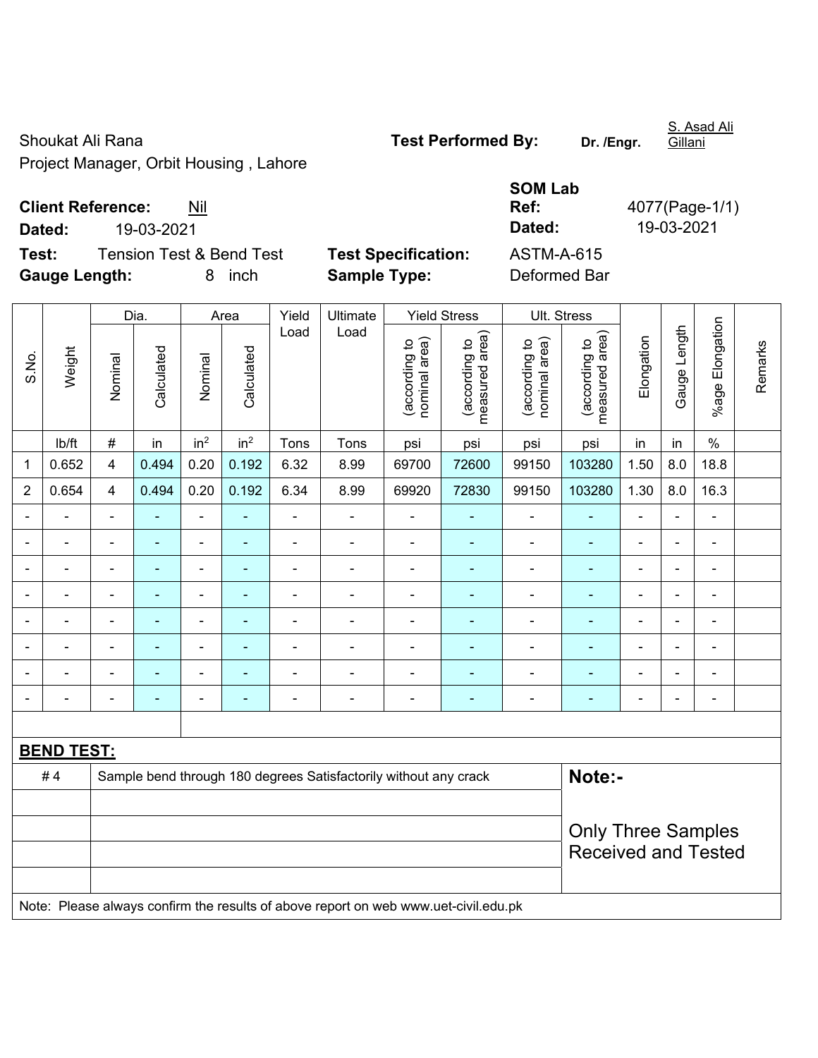Shoukat Ali Rana
Project Manager, Orbit Housing , Lahore

**Test Performed By:** Dr. /Engr. S. Asad Ali Gillani

**Client Reference:** Nil
**Dated:** 19-03-2021

**SOM Lab Ref:** 4077(Page-1/1)
**Dated:** 19-03-2021

**Test:** Tension Test & Bend Test
**Gauge Length:** 8 inch

**Test Specification:** ASTM-A-615
**Sample Type:** Deformed Bar

| S.No. | Weight | Dia. | | Area | | Yield Load | Ultimate Load | Yield Stress | | Ult. Stress | | Elongation | Gauge Length | %age Elongation | Remarks |
|---|---|---|---|---|---|---|---|---|---|---|---|---|---|---|---|
| | | Nominal | Calculated | Nominal | Calculated | | | (according to nominal area) | (according to measured area) | (according to nominal area) | (according to measured area) | | | | |
| | lb/ft | # | in | $in^2$ | $in^2$ | Tons | Tons | psi | psi | psi | psi | in | in | % | |
| 1 | 0.652 | 4 | 0.494 | 0.20 | 0.192 | 6.32 | 8.99 | 69700 | 72600 | 99150 | 103280 | 1.50 | 8.0 | 18.8 | |
| 2 | 0.654 | 4 | 0.494 | 0.20 | 0.192 | 6.34 | 8.99 | 69920 | 72830 | 99150 | 103280 | 1.30 | 8.0 | 16.3 | |
| - | - | - | - | - | - | - | - | - | - | - | - | - | - | - | |
| - | - | - | - | - | - | - | - | - | - | - | - | - | - | - | |
| - | - | - | - | - | - | - | - | - | - | - | - | - | - | - | |
| - | - | - | - | - | - | - | - | - | - | - | - | - | - | - | |
| - | - | - | - | - | - | - | - | - | - | - | - | - | - | - | |
| - | - | - | - | - | - | - | - | - | - | - | - | - | - | - | |
| - | - | - | - | - | - | - | - | - | - | - | - | - | - | - | |
| - | - | - | - | - | - | - | - | - | - | - | - | - | - | - | |

**BEND TEST:**

| | |
|---|---|
| # 4 | Sample bend through 180 degrees Satisfactorily without any crack |

**Note:-**

Only Three Samples Received and Tested

Note: Please always confirm the results of above report on web www.uet-civil.edu.pk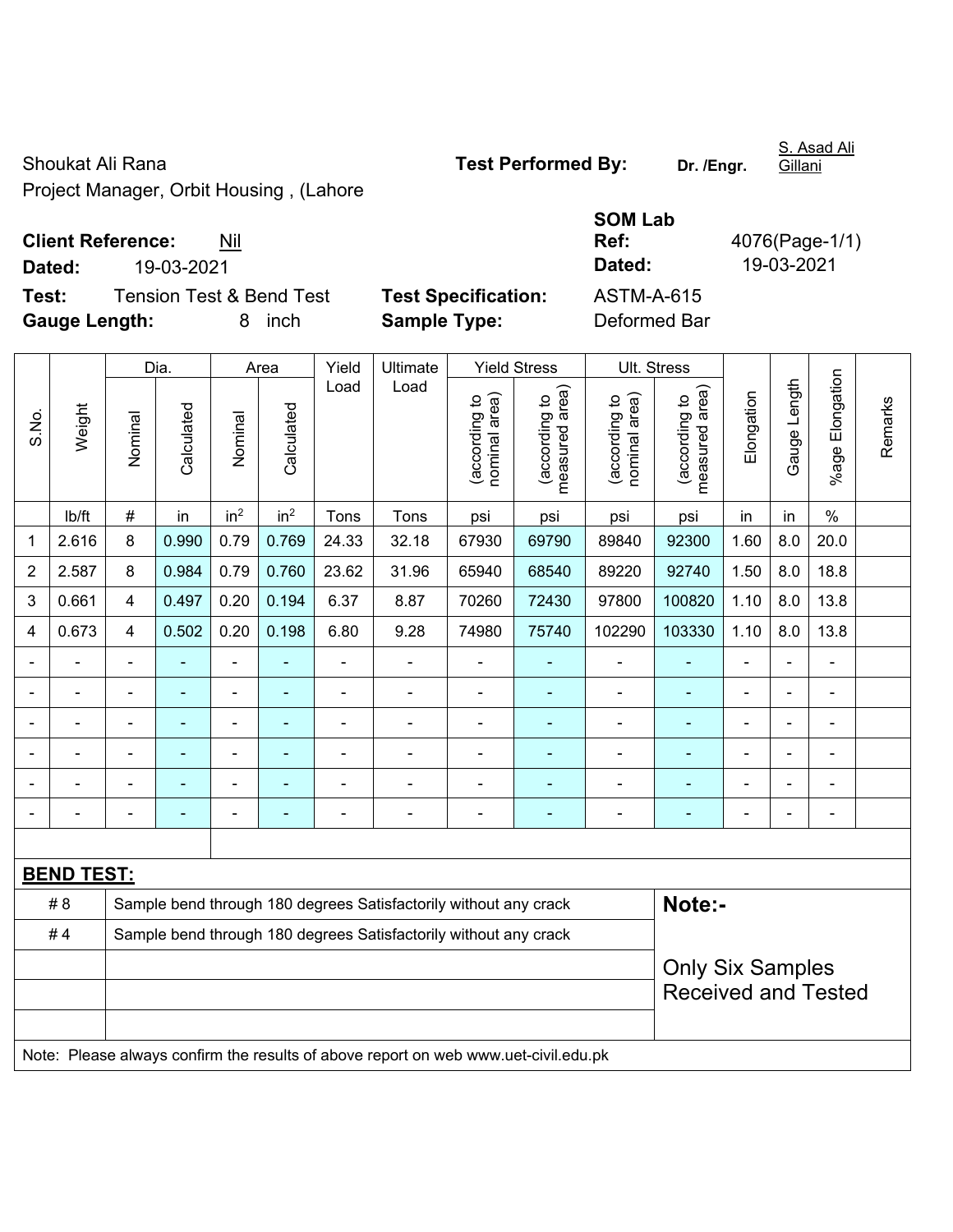Shoukat Ali Rana
Project Manager, Orbit Housing , (Lahore

**Test Performed By:** **Dr. /Engr.** S. Asad Ali Gillani

**Client Reference:** Nil
**Dated:** 19-03-2021

**SOM Lab Ref:** 4076(Page-1/1)
**Dated:** 19-03-2021

**Test:** Tension Test & Bend Test
**Gauge Length:** 8 inch

**Test Specification:** ASTM-A-615
**Sample Type:** Deformed Bar

| S.No. | Weight | Dia. | | Area | | Yield Load | Ultimate Load | Yield Stress | | Ult. Stress | | Elongation | Gauge Length | %age Elongation | Remarks |
|---|---|---|---|---|---|---|---|---|---|---|---|---|---|---|---|
| | | Nominal | Calculated | Nominal | Calculated | | | (according to nominal area) | (according to measured area) | (according to nominal area) | (according to measured area) | | | | |
| | lb/ft | # | in | $in^2$ | $in^2$ | Tons | Tons | psi | psi | psi | psi | in | in | % | |
| 1 | 2.616 | 8 | 0.990 | 0.79 | 0.769 | 24.33 | 32.18 | 67930 | 69790 | 89840 | 92300 | 1.60 | 8.0 | 20.0 | |
| 2 | 2.587 | 8 | 0.984 | 0.79 | 0.760 | 23.62 | 31.96 | 65940 | 68540 | 89220 | 92740 | 1.50 | 8.0 | 18.8 | |
| 3 | 0.661 | 4 | 0.497 | 0.20 | 0.194 | 6.37 | 8.87 | 70260 | 72430 | 97800 | 100820 | 1.10 | 8.0 | 13.8 | |
| 4 | 0.673 | 4 | 0.502 | 0.20 | 0.198 | 6.80 | 9.28 | 74980 | 75740 | 102290 | 103330 | 1.10 | 8.0 | 13.8 | |
| - | - | - | - | - | - | - | - | - | - | - | - | - | - | - | |
| - | - | - | - | - | - | - | - | - | - | - | - | - | - | - | |
| - | - | - | - | - | - | - | - | - | - | - | - | - | - | - | |
| - | - | - | - | - | - | - | - | - | - | - | - | - | - | - | |
| - | - | - | - | - | - | - | - | - | - | - | - | - | - | - | |
| - | - | - | - | - | - | - | - | - | - | - | - | - | - | - | |

**BEND TEST:**

| | |
|---|---|
| # 8 | Sample bend through 180 degrees Satisfactorily without any crack |
| # 4 | Sample bend through 180 degrees Satisfactorily without any crack |

**Note:-**

Only Six Samples Received and Tested

Note: Please always confirm the results of above report on web www.uet-civil.edu.pk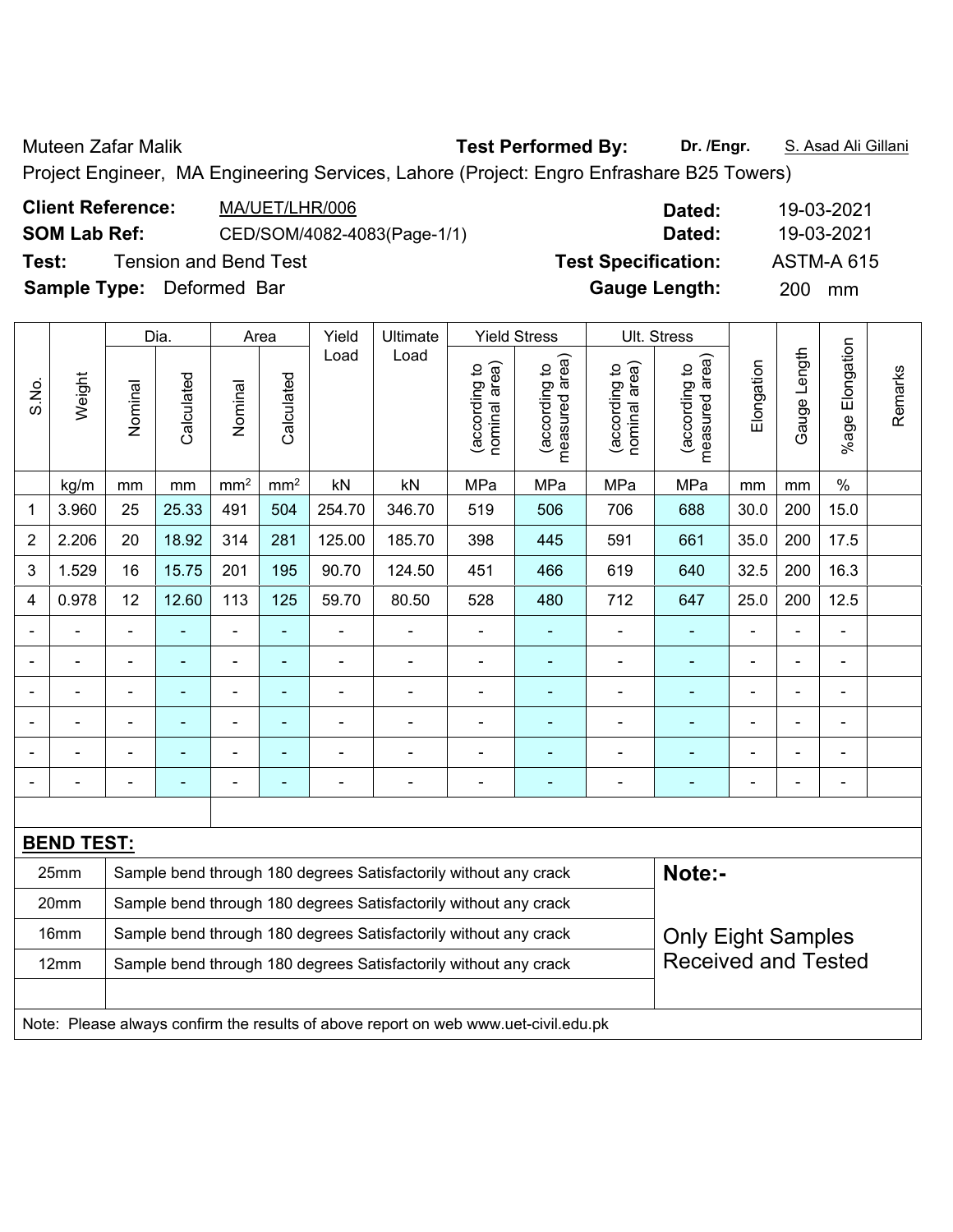Muteen Zafar Malik **Test Performed By:** **Dr. /Engr.** S. Asad Ali Gillani

Project Engineer, MA Engineering Services, Lahore (Project: Engro Enfrashare B25 Towers)

**Client Reference:** MA/UET/LHR/006 **Dated:** 19-03-2021

**SOM Lab Ref:** CED/SOM/4082-4083(Page-1/1) **Dated:** 19-03-2021

**Test:** Tension and Bend Test **Test Specification:** ASTM-A 615

**Sample Type:** Deformed Bar **Gauge Length:** 200 mm

| S.No. | Weight | Dia. | | Area | | Yield Load | Ultimate Load | Yield Stress | | Ult. Stress | | Elongation | Gauge Length | %age Elongation | Remarks |
|---|---|---|---|---|---|---|---|---|---|---|---|---|---|---|---|
| | | Nominal | Calculated | Nominal | Calculated | | | (according to nominal area) | (according to measured area) | (according to nominal area) | (according to measured area) | | | | |
| | kg/m | mm | mm | mm² | mm² | kN | kN | MPa | MPa | MPa | MPa | mm | mm | % | |
| 1 | 3.960 | 25 | 25.33 | 491 | 504 | 254.70 | 346.70 | 519 | 506 | 706 | 688 | 30.0 | 200 | 15.0 | |
| 2 | 2.206 | 20 | 18.92 | 314 | 281 | 125.00 | 185.70 | 398 | 445 | 591 | 661 | 35.0 | 200 | 17.5 | |
| 3 | 1.529 | 16 | 15.75 | 201 | 195 | 90.70 | 124.50 | 451 | 466 | 619 | 640 | 32.5 | 200 | 16.3 | |
| 4 | 0.978 | 12 | 12.60 | 113 | 125 | 59.70 | 80.50 | 528 | 480 | 712 | 647 | 25.0 | 200 | 12.5 | |
| - | - | - | - | - | - | - | - | - | - | - | - | - | - | - | |
| - | - | - | - | - | - | - | - | - | - | - | - | - | - | - | |
| - | - | - | - | - | - | - | - | - | - | - | - | - | - | - | |
| - | - | - | - | - | - | - | - | - | - | - | - | - | - | - | |
| - | - | - | - | - | - | - | - | - | - | - | - | - | - | - | |
| - | - | - | - | - | - | - | - | - | - | - | - | - | - | - | |

**BEND TEST:**

| Size | Result |
|---|---|
| 25mm | Sample bend through 180 degrees Satisfactorily without any crack |
| 20mm | Sample bend through 180 degrees Satisfactorily without any crack |
| 16mm | Sample bend through 180 degrees Satisfactorily without any crack |
| 12mm | Sample bend through 180 degrees Satisfactorily without any crack |

**Note:-**

Only Eight Samples Received and Tested

Note: Please always confirm the results of above report on web www.uet-civil.edu.pk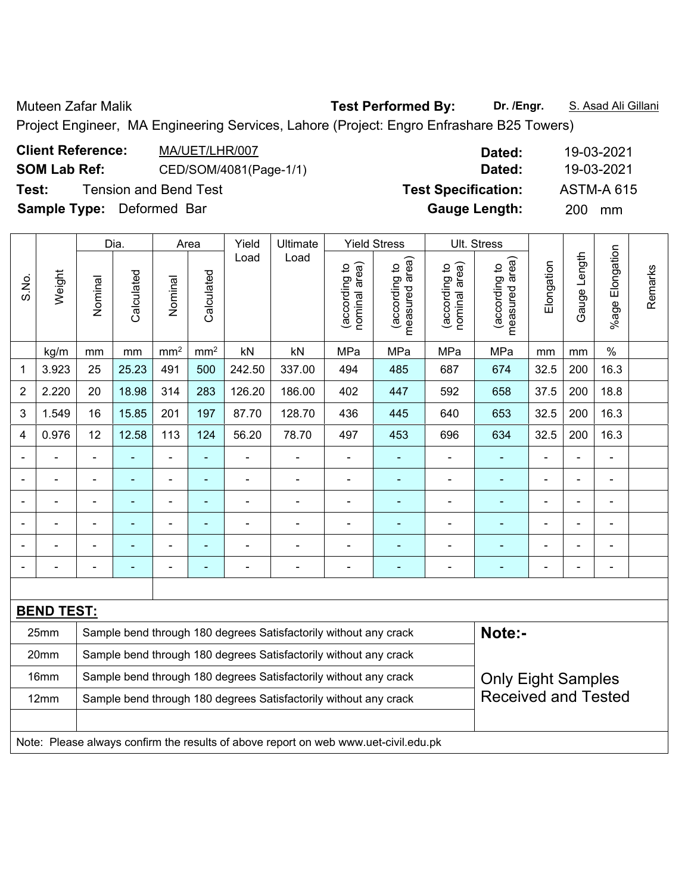Muteen Zafar Malik **Test Performed By:** **Dr. /Engr.** S. Asad Ali Gillani

Project Engineer, MA Engineering Services, Lahore (Project: Engro Enfrashare B25 Towers)

**Client Reference:** MA/UET/LHR/007 **Dated:** 19-03-2021

**SOM Lab Ref:** CED/SOM/4081(Page-1/1) **Dated:** 19-03-2021

**Test:** Tension and Bend Test **Test Specification:** ASTM-A 615

**Sample Type:** Deformed Bar **Gauge Length:** 200 mm

| S.No. | Weight | Dia. | | Area | | Yield Load | Ultimate Load | Yield Stress | | Ult. Stress | | Elongation | Gauge Length | %age Elongation | Remarks |
|---|---|---|---|---|---|---|---|---|---|---|---|---|---|---|---|
| | | Nominal | Calculated | Nominal | Calculated | | | (according to nominal area) | (according to measured area) | (according to nominal area) | (according to measured area) | | | | |
| | kg/m | mm | mm | mm² | mm² | kN | kN | MPa | MPa | MPa | MPa | mm | mm | % | |
| 1 | 3.923 | 25 | 25.23 | 491 | 500 | 242.50 | 337.00 | 494 | 485 | 687 | 674 | 32.5 | 200 | 16.3 | |
| 2 | 2.220 | 20 | 18.98 | 314 | 283 | 126.20 | 186.00 | 402 | 447 | 592 | 658 | 37.5 | 200 | 18.8 | |
| 3 | 1.549 | 16 | 15.85 | 201 | 197 | 87.70 | 128.70 | 436 | 445 | 640 | 653 | 32.5 | 200 | 16.3 | |
| 4 | 0.976 | 12 | 12.58 | 113 | 124 | 56.20 | 78.70 | 497 | 453 | 696 | 634 | 32.5 | 200 | 16.3 | |
| - | - | - | - | - | - | - | - | - | - | - | - | - | - | - | |
| - | - | - | - | - | - | - | - | - | - | - | - | - | - | - | |
| - | - | - | - | - | - | - | - | - | - | - | - | - | - | - | |
| - | - | - | - | - | - | - | - | - | - | - | - | - | - | - | |
| - | - | - | - | - | - | - | - | - | - | - | - | - | - | - | |
| - | - | - | - | - | - | - | - | - | - | - | - | - | - | - | |

**BEND TEST:**

| | | |
|---|---|---|
| 25mm | Sample bend through 180 degrees Satisfactorily without any crack | **Note:-** |
| 20mm | Sample bend through 180 degrees Satisfactorily without any crack | |
| 16mm | Sample bend through 180 degrees Satisfactorily without any crack | Only Eight Samples Received and Tested |
| 12mm | Sample bend through 180 degrees Satisfactorily without any crack | |

Note: Please always confirm the results of above report on web www.uet-civil.edu.pk